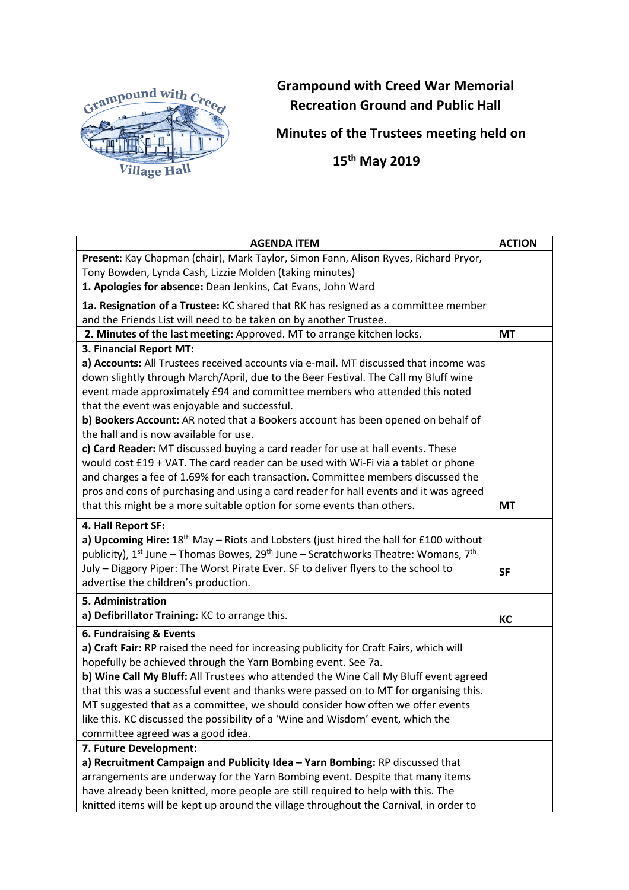# Grampound with Creed War Memorial Recreation Ground and Public Hall

## Minutes of the Trustees meeting held on 15th May 2019

| AGENDA ITEM | ACTION |
|---|---|
| **Present**: Kay Chapman (chair), Mark Taylor, Simon Fann, Alison Ryves, Richard Pryor, Tony Bowden, Lynda Cash, Lizzie Molden (taking minutes) | |
| **1. Apologies for absence:** Dean Jenkins, Cat Evans, John Ward | |
| **1a. Resignation of a Trustee:** KC shared that RK has resigned as a committee member and the Friends List will need to be taken on by another Trustee. | |
| **2. Minutes of the last meeting:** Approved. MT to arrange kitchen locks. | **MT** |
| **3. Financial Report MT:** **a) Accounts:** All Trustees received accounts via e-mail. MT discussed that income was down slightly through March/April, due to the Beer Festival. The Call my Bluff wine event made approximately £94 and committee members who attended this noted that the event was enjoyable and successful. **b) Bookers Account:** AR noted that a Bookers account has been opened on behalf of the hall and is now available for use. **c) Card Reader:** MT discussed buying a card reader for use at hall events. These would cost £19 + VAT. The card reader can be used with Wi-Fi via a tablet or phone and charges a fee of 1.69% for each transaction. Committee members discussed the pros and cons of purchasing and using a card reader for hall events and it was agreed that this might be a more suitable option for some events than others. | **MT** |
| **4. Hall Report SF:** **a) Upcoming Hire:** 18th May – Riots and Lobsters (just hired the hall for £100 without publicity), 1st June – Thomas Bowes, 29th June – Scratchworks Theatre: Womans, 7th July – Diggory Piper: The Worst Pirate Ever. SF to deliver flyers to the school to advertise the children's production. | **SF** |
| **5. Administration** **a) Defibrillator Training:** KC to arrange this. | **KC** |
| **6. Fundraising & Events** **a) Craft Fair:** RP raised the need for increasing publicity for Craft Fairs, which will hopefully be achieved through the Yarn Bombing event. See 7a. **b) Wine Call My Bluff:** All Trustees who attended the Wine Call My Bluff event agreed that this was a successful event and thanks were passed on to MT for organising this. MT suggested that as a committee, we should consider how often we offer events like this. KC discussed the possibility of a 'Wine and Wisdom' event, which the committee agreed was a good idea. | |
| **7. Future Development:** **a) Recruitment Campaign and Publicity Idea – Yarn Bombing:** RP discussed that arrangements are underway for the Yarn Bombing event. Despite that many items have already been knitted, more people are still required to help with this. The knitted items will be kept up around the village throughout the Carnival, in order to | |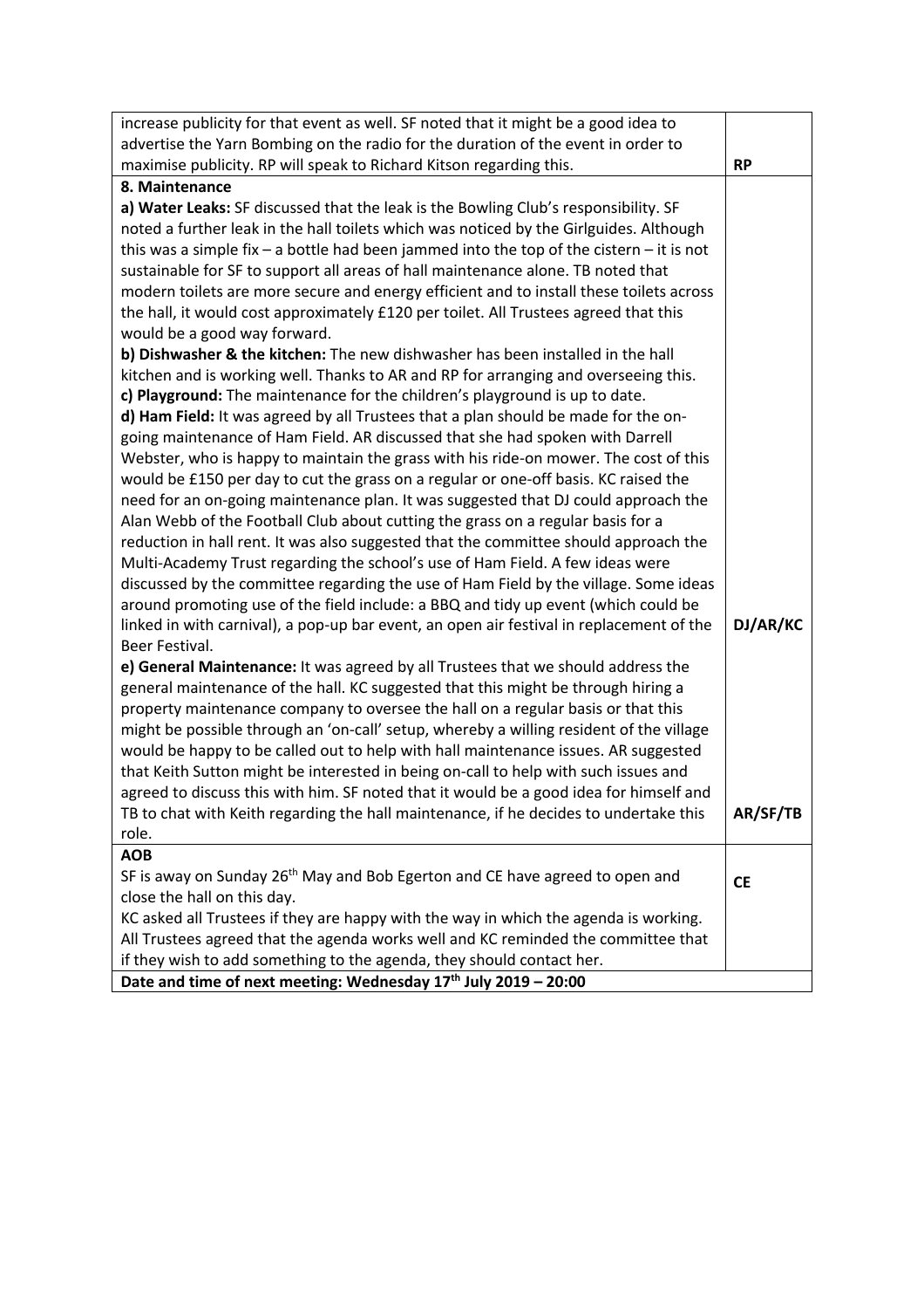| | |
|---|---|
| increase publicity for that event as well. SF noted that it might be a good idea to advertise the Yarn Bombing on the radio for the duration of the event in order to maximise publicity. RP will speak to Richard Kitson regarding this. | **RP** |
| **8. Maintenance**<br>**a) Water Leaks:** SF discussed that the leak is the Bowling Club's responsibility. SF noted a further leak in the hall toilets which was noticed by the Girlguides. Although this was a simple fix – a bottle had been jammed into the top of the cistern – it is not sustainable for SF to support all areas of hall maintenance alone. TB noted that modern toilets are more secure and energy efficient and to install these toilets across the hall, it would cost approximately £120 per toilet. All Trustees agreed that this would be a good way forward.<br>**b) Dishwasher & the kitchen:** The new dishwasher has been installed in the hall kitchen and is working well. Thanks to AR and RP for arranging and overseeing this.<br>**c) Playground:** The maintenance for the children's playground is up to date.<br>**d) Ham Field:** It was agreed by all Trustees that a plan should be made for the on-going maintenance of Ham Field. AR discussed that she had spoken with Darrell Webster, who is happy to maintain the grass with his ride-on mower. The cost of this would be £150 per day to cut the grass on a regular or one-off basis. KC raised the need for an on-going maintenance plan. It was suggested that DJ could approach the Alan Webb of the Football Club about cutting the grass on a regular basis for a reduction in hall rent. It was also suggested that the committee should approach the Multi-Academy Trust regarding the school's use of Ham Field. A few ideas were discussed by the committee regarding the use of Ham Field by the village. Some ideas around promoting use of the field include: a BBQ and tidy up event (which could be linked in with carnival), a pop-up bar event, an open air festival in replacement of the Beer Festival. | **DJ/AR/KC** |
| **e) General Maintenance:** It was agreed by all Trustees that we should address the general maintenance of the hall. KC suggested that this might be through hiring a property maintenance company to oversee the hall on a regular basis or that this might be possible through an 'on-call' setup, whereby a willing resident of the village would be happy to be called out to help with hall maintenance issues. AR suggested that Keith Sutton might be interested in being on-call to help with such issues and agreed to discuss this with him. SF noted that it would be a good idea for himself and TB to chat with Keith regarding the hall maintenance, if he decides to undertake this role. | **AR/SF/TB** |
| **AOB**<br>SF is away on Sunday 26th May and Bob Egerton and CE have agreed to open and close the hall on this day.<br>KC asked all Trustees if they are happy with the way in which the agenda is working. All Trustees agreed that the agenda works well and KC reminded the committee that if they wish to add something to the agenda, they should contact her. | **CE** |
| **Date and time of next meeting: Wednesday 17th July 2019 – 20:00** | |